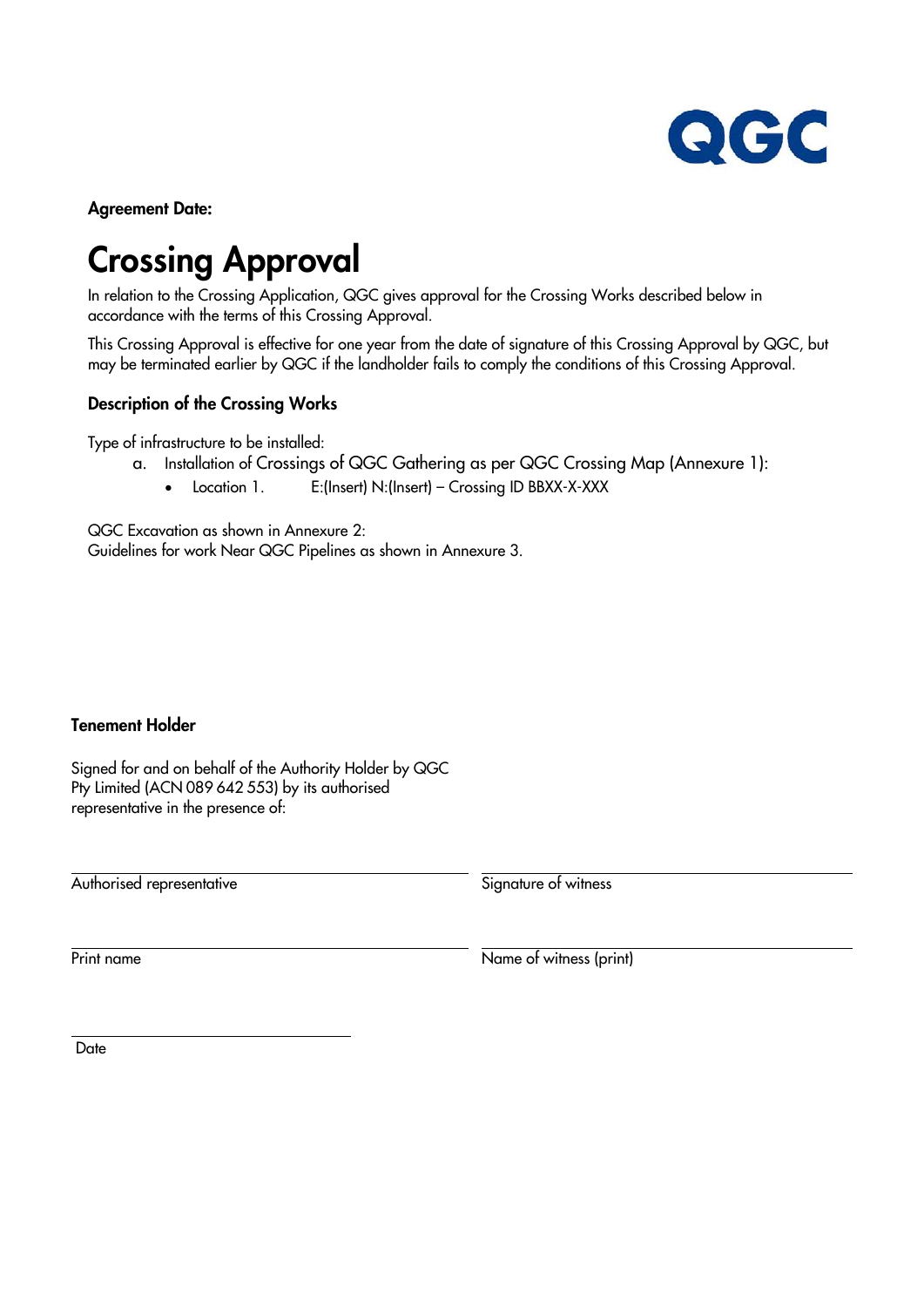QGC

**Agreement Date:**

# Crossing Approval

In relation to the Crossing Application, QGC gives approval for the Crossing Works described below in accordance with the terms of this Crossing Approval.

This Crossing Approval is effective for one year from the date of signature of this Crossing Approval by QGC, but may be terminated earlier by QGC if the landholder fails to comply the conditions of this Crossing Approval.

### Description of the Crossing Works

Type of infrastructure to be installed:

a. Installation of Crossings of QGC Gathering as per QGC Crossing Map (Annexure 1):
   - Location 1. E:(Insert) N:(Insert) – Crossing ID BBXX-X-XXX

QGC Excavation as shown in Annexure 2:
Guidelines for work Near QGC Pipelines as shown in Annexure 3.

**Tenement Holder**

Signed for and on behalf of the Authority Holder by QGC Pty Limited (ACN 089 642 553) by its authorised representative in the presence of:

| | |
|---|---|
| Authorised representative | Signature of witness |
| Print name | Name of witness (print) |

Date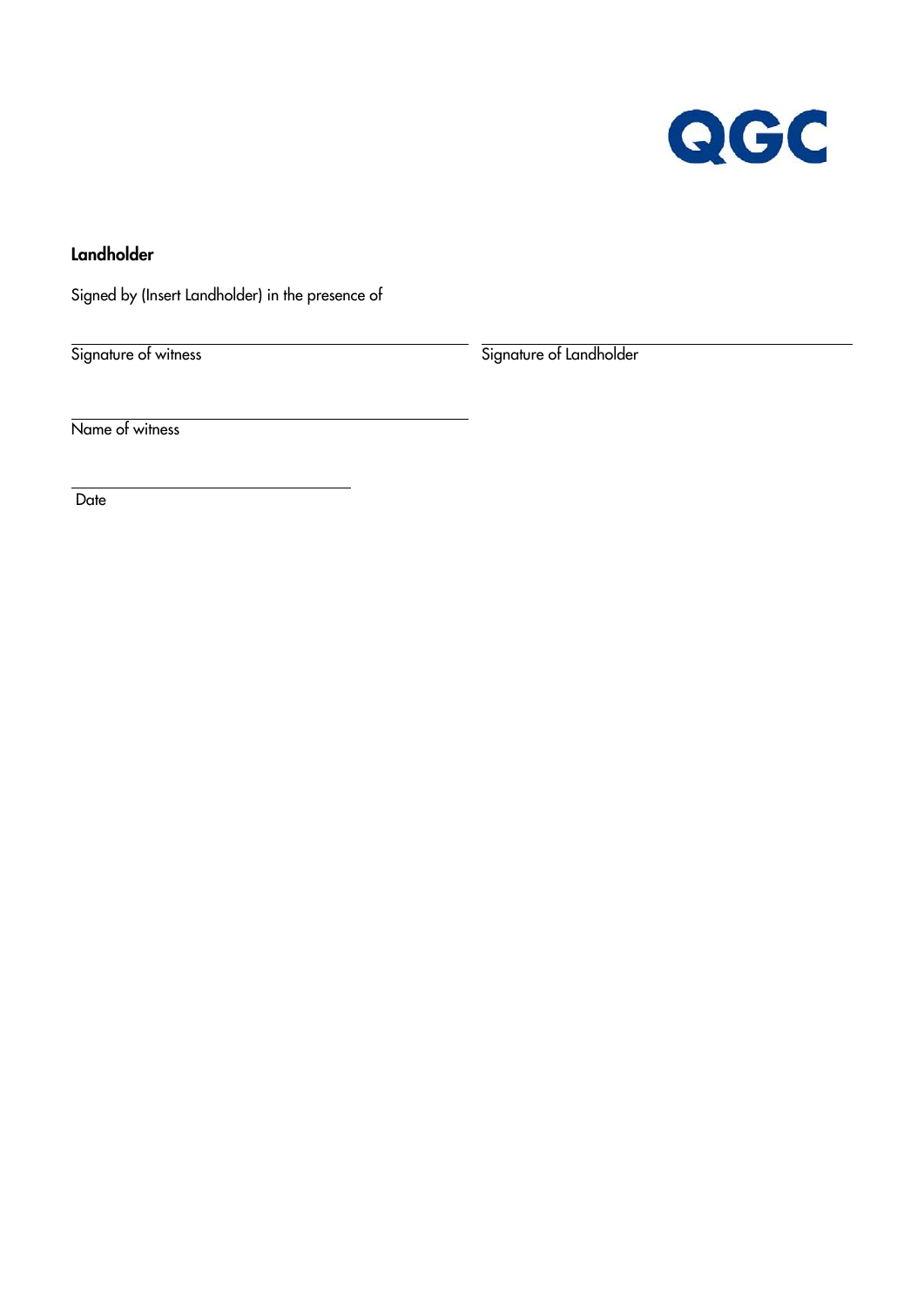## Landholder

Signed by (Insert Landholder) in the presence of

______________________________ ______________________________

Signature of witness Signature of Landholder

______________________________

Name of witness

______________________________

Date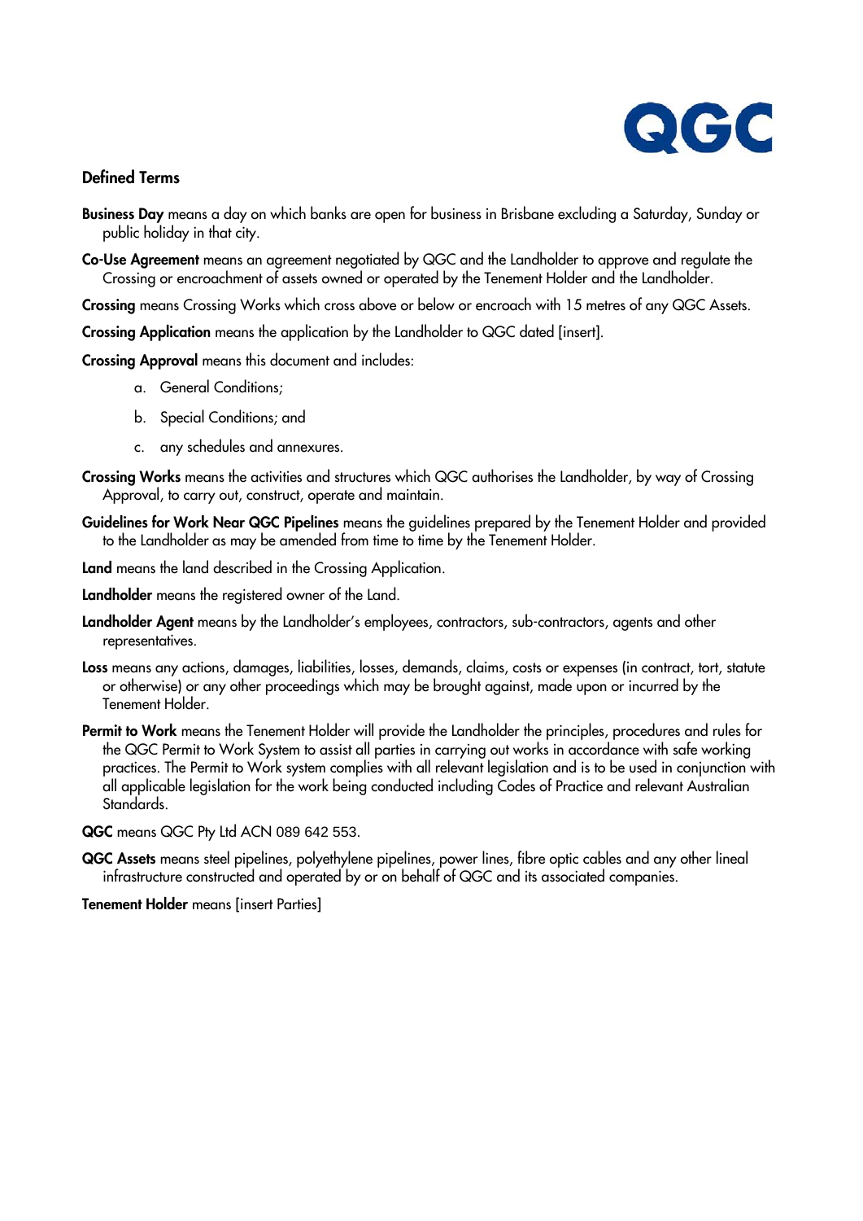## Defined Terms

**Business Day** means a day on which banks are open for business in Brisbane excluding a Saturday, Sunday or public holiday in that city.

**Co-Use Agreement** means an agreement negotiated by QGC and the Landholder to approve and regulate the Crossing or encroachment of assets owned or operated by the Tenement Holder and the Landholder.

**Crossing** means Crossing Works which cross above or below or encroach with 15 metres of any QGC Assets.

**Crossing Application** means the application by the Landholder to QGC dated [insert].

**Crossing Approval** means this document and includes:

a. General Conditions;

b. Special Conditions; and

c. any schedules and annexures.

**Crossing Works** means the activities and structures which QGC authorises the Landholder, by way of Crossing Approval, to carry out, construct, operate and maintain.

**Guidelines for Work Near QGC Pipelines** means the guidelines prepared by the Tenement Holder and provided to the Landholder as may be amended from time to time by the Tenement Holder.

**Land** means the land described in the Crossing Application.

**Landholder** means the registered owner of the Land.

**Landholder Agent** means by the Landholder's employees, contractors, sub-contractors, agents and other representatives.

**Loss** means any actions, damages, liabilities, losses, demands, claims, costs or expenses (in contract, tort, statute or otherwise) or any other proceedings which may be brought against, made upon or incurred by the Tenement Holder.

**Permit to Work** means the Tenement Holder will provide the Landholder the principles, procedures and rules for the QGC Permit to Work System to assist all parties in carrying out works in accordance with safe working practices. The Permit to Work system complies with all relevant legislation and is to be used in conjunction with all applicable legislation for the work being conducted including Codes of Practice and relevant Australian Standards.

**QGC** means QGC Pty Ltd ACN 089 642 553.

**QGC Assets** means steel pipelines, polyethylene pipelines, power lines, fibre optic cables and any other lineal infrastructure constructed and operated by or on behalf of QGC and its associated companies.

**Tenement Holder** means [insert Parties]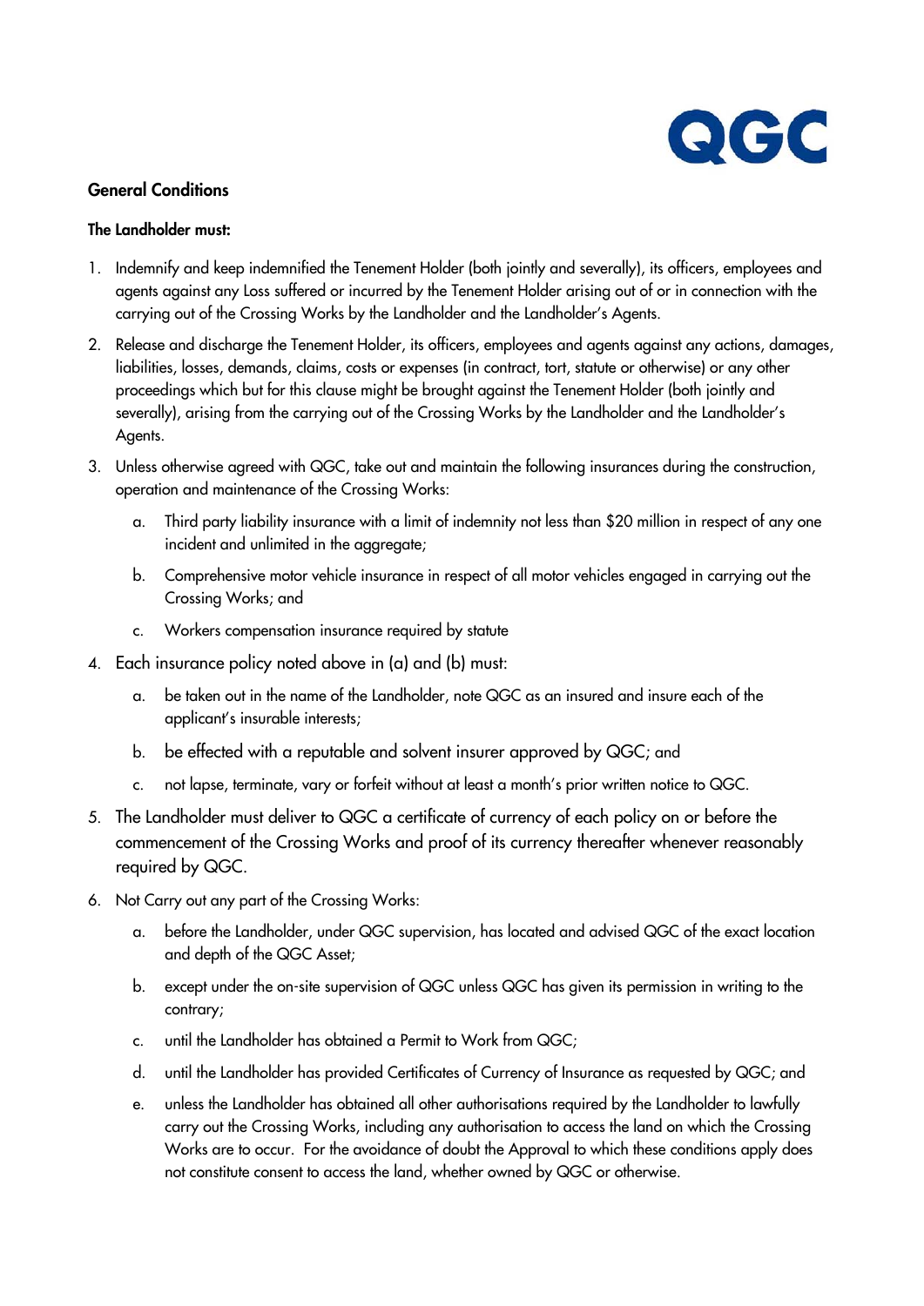QGC

**General Conditions**

**The Landholder must:**

1. Indemnify and keep indemnified the Tenement Holder (both jointly and severally), its officers, employees and agents against any Loss suffered or incurred by the Tenement Holder arising out of or in connection with the carrying out of the Crossing Works by the Landholder and the Landholder's Agents.
2. Release and discharge the Tenement Holder, its officers, employees and agents against any actions, damages, liabilities, losses, demands, claims, costs or expenses (in contract, tort, statute or otherwise) or any other proceedings which but for this clause might be brought against the Tenement Holder (both jointly and severally), arising from the carrying out of the Crossing Works by the Landholder and the Landholder's Agents.
3. Unless otherwise agreed with QGC, take out and maintain the following insurances during the construction, operation and maintenance of the Crossing Works:
    a. Third party liability insurance with a limit of indemnity not less than $20 million in respect of any one incident and unlimited in the aggregate;
    b. Comprehensive motor vehicle insurance in respect of all motor vehicles engaged in carrying out the Crossing Works; and
    c. Workers compensation insurance required by statute
4. Each insurance policy noted above in (a) and (b) must:
    a. be taken out in the name of the Landholder, note QGC as an insured and insure each of the applicant's insurable interests;
    b. be effected with a reputable and solvent insurer approved by QGC; and
    c. not lapse, terminate, vary or forfeit without at least a month's prior written notice to QGC.
5. The Landholder must deliver to QGC a certificate of currency of each policy on or before the commencement of the Crossing Works and proof of its currency thereafter whenever reasonably required by QGC.
6. Not Carry out any part of the Crossing Works:
    a. before the Landholder, under QGC supervision, has located and advised QGC of the exact location and depth of the QGC Asset;
    b. except under the on-site supervision of QGC unless QGC has given its permission in writing to the contrary;
    c. until the Landholder has obtained a Permit to Work from QGC;
    d. until the Landholder has provided Certificates of Currency of Insurance as requested by QGC; and
    e. unless the Landholder has obtained all other authorisations required by the Landholder to lawfully carry out the Crossing Works, including any authorisation to access the land on which the Crossing Works are to occur. For the avoidance of doubt the Approval to which these conditions apply does not constitute consent to access the land, whether owned by QGC or otherwise.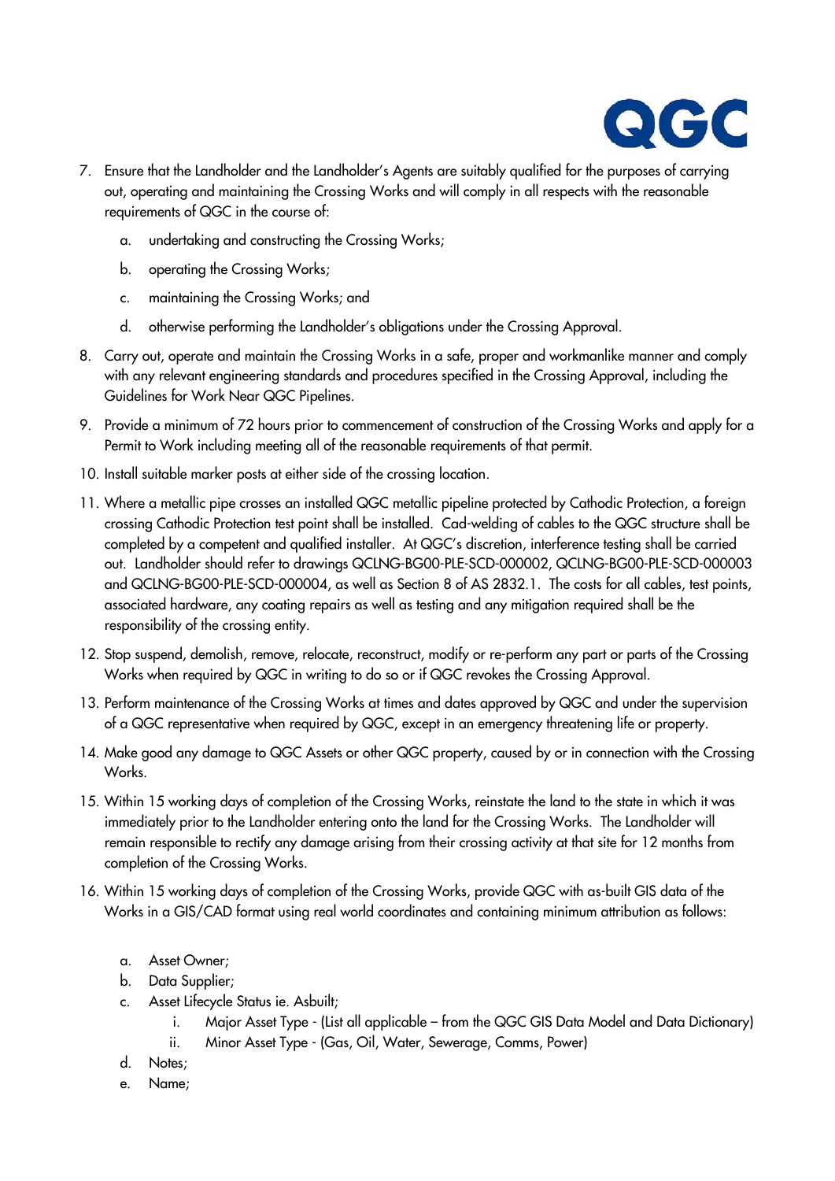7. Ensure that the Landholder and the Landholder's Agents are suitably qualified for the purposes of carrying out, operating and maintaining the Crossing Works and will comply in all respects with the reasonable requirements of QGC in the course of:

    a. undertaking and constructing the Crossing Works;

    b. operating the Crossing Works;

    c. maintaining the Crossing Works; and

    d. otherwise performing the Landholder's obligations under the Crossing Approval.

8. Carry out, operate and maintain the Crossing Works in a safe, proper and workmanlike manner and comply with any relevant engineering standards and procedures specified in the Crossing Approval, including the Guidelines for Work Near QGC Pipelines.

9. Provide a minimum of 72 hours prior to commencement of construction of the Crossing Works and apply for a Permit to Work including meeting all of the reasonable requirements of that permit.

10. Install suitable marker posts at either side of the crossing location.

11. Where a metallic pipe crosses an installed QGC metallic pipeline protected by Cathodic Protection, a foreign crossing Cathodic Protection test point shall be installed. Cad-welding of cables to the QGC structure shall be completed by a competent and qualified installer. At QGC's discretion, interference testing shall be carried out. Landholder should refer to drawings QCLNG-BG00-PLE-SCD-000002, QCLNG-BG00-PLE-SCD-000003 and QCLNG-BG00-PLE-SCD-000004, as well as Section 8 of AS 2832.1. The costs for all cables, test points, associated hardware, any coating repairs as well as testing and any mitigation required shall be the responsibility of the crossing entity.

12. Stop suspend, demolish, remove, relocate, reconstruct, modify or re-perform any part or parts of the Crossing Works when required by QGC in writing to do so or if QGC revokes the Crossing Approval.

13. Perform maintenance of the Crossing Works at times and dates approved by QGC and under the supervision of a QGC representative when required by QGC, except in an emergency threatening life or property.

14. Make good any damage to QGC Assets or other QGC property, caused by or in connection with the Crossing Works.

15. Within 15 working days of completion of the Crossing Works, reinstate the land to the state in which it was immediately prior to the Landholder entering onto the land for the Crossing Works. The Landholder will remain responsible to rectify any damage arising from their crossing activity at that site for 12 months from completion of the Crossing Works.

16. Within 15 working days of completion of the Crossing Works, provide QGC with as-built GIS data of the Works in a GIS/CAD format using real world coordinates and containing minimum attribution as follows:

    a. Asset Owner;
    b. Data Supplier;
    c. Asset Lifecycle Status ie. Asbuilt;
        i. Major Asset Type - (List all applicable – from the QGC GIS Data Model and Data Dictionary)
        ii. Minor Asset Type - (Gas, Oil, Water, Sewerage, Comms, Power)
    d. Notes;
    e. Name;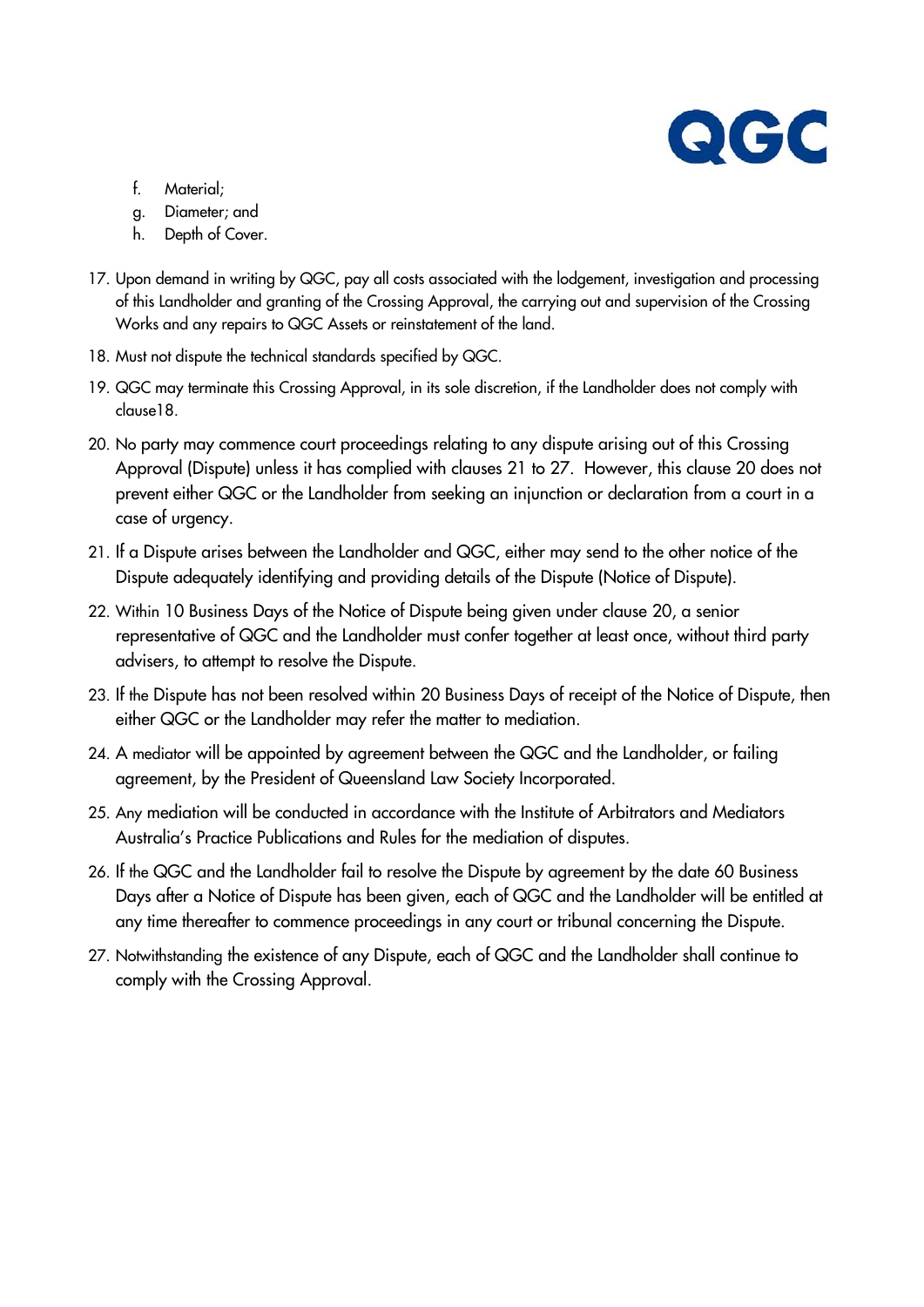f. Material;
   g. Diameter; and
   h. Depth of Cover.

17. Upon demand in writing by QGC, pay all costs associated with the lodgement, investigation and processing of this Landholder and granting of the Crossing Approval, the carrying out and supervision of the Crossing Works and any repairs to QGC Assets or reinstatement of the land.

18. Must not dispute the technical standards specified by QGC.

19. QGC may terminate this Crossing Approval, in its sole discretion, if the Landholder does not comply with clause18.

20. No party may commence court proceedings relating to any dispute arising out of this Crossing Approval (Dispute) unless it has complied with clauses 21 to 27. However, this clause 20 does not prevent either QGC or the Landholder from seeking an injunction or declaration from a court in a case of urgency.

21. If a Dispute arises between the Landholder and QGC, either may send to the other notice of the Dispute adequately identifying and providing details of the Dispute (Notice of Dispute).

22. Within 10 Business Days of the Notice of Dispute being given under clause 20, a senior representative of QGC and the Landholder must confer together at least once, without third party advisers, to attempt to resolve the Dispute.

23. If the Dispute has not been resolved within 20 Business Days of receipt of the Notice of Dispute, then either QGC or the Landholder may refer the matter to mediation.

24. A mediator will be appointed by agreement between the QGC and the Landholder, or failing agreement, by the President of Queensland Law Society Incorporated.

25. Any mediation will be conducted in accordance with the Institute of Arbitrators and Mediators Australia's Practice Publications and Rules for the mediation of disputes.

26. If the QGC and the Landholder fail to resolve the Dispute by agreement by the date 60 Business Days after a Notice of Dispute has been given, each of QGC and the Landholder will be entitled at any time thereafter to commence proceedings in any court or tribunal concerning the Dispute.

27. Notwithstanding the existence of any Dispute, each of QGC and the Landholder shall continue to comply with the Crossing Approval.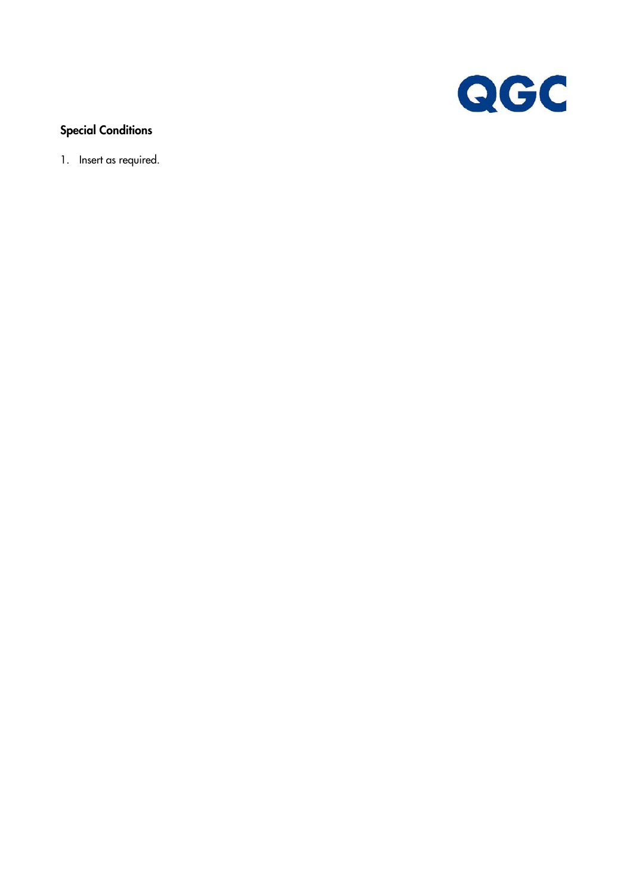## Special Conditions

1. Insert as required.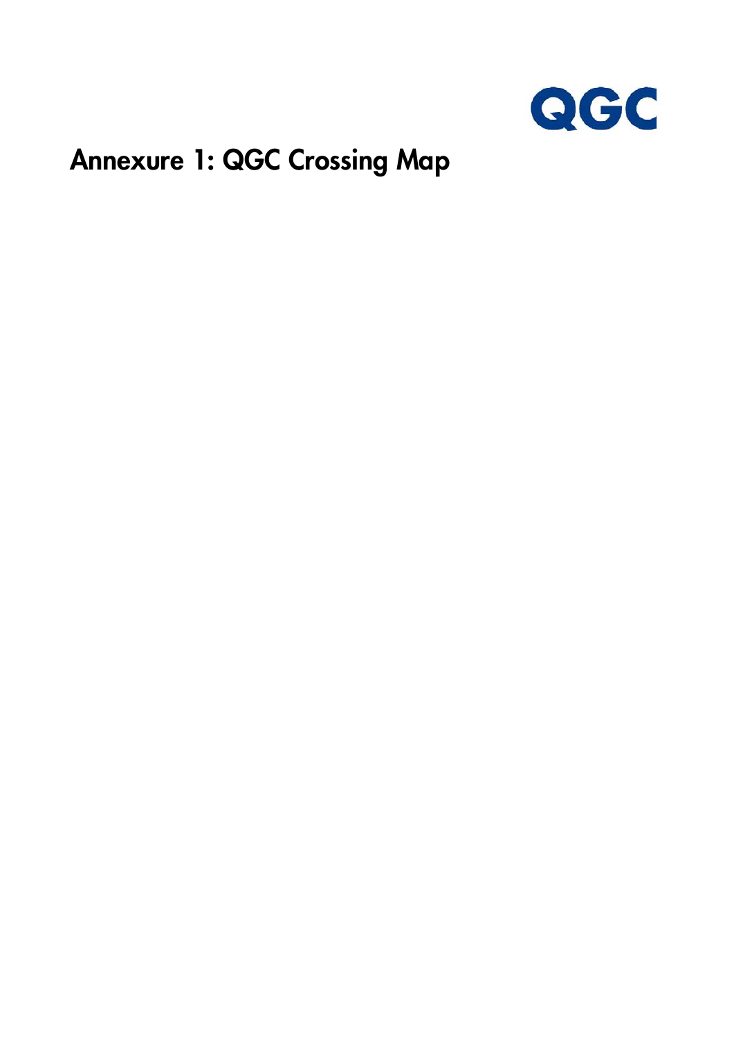# Annexure 1: QGC Crossing Map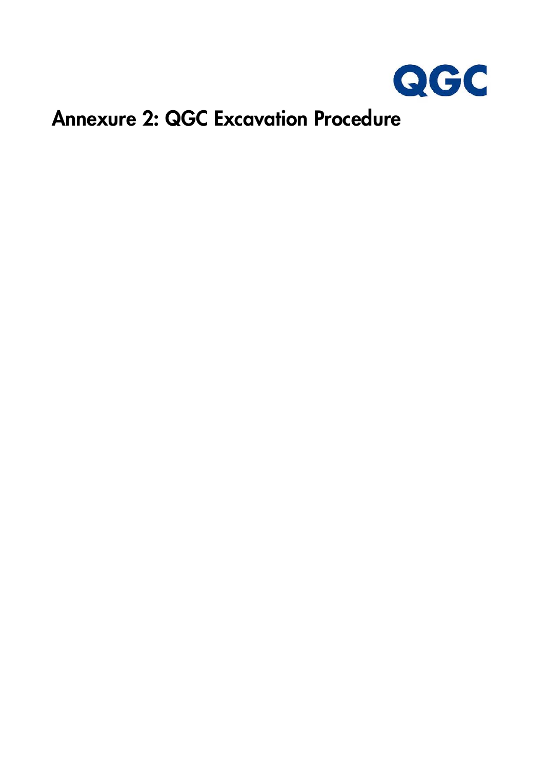# Annexure 2: QGC Excavation Procedure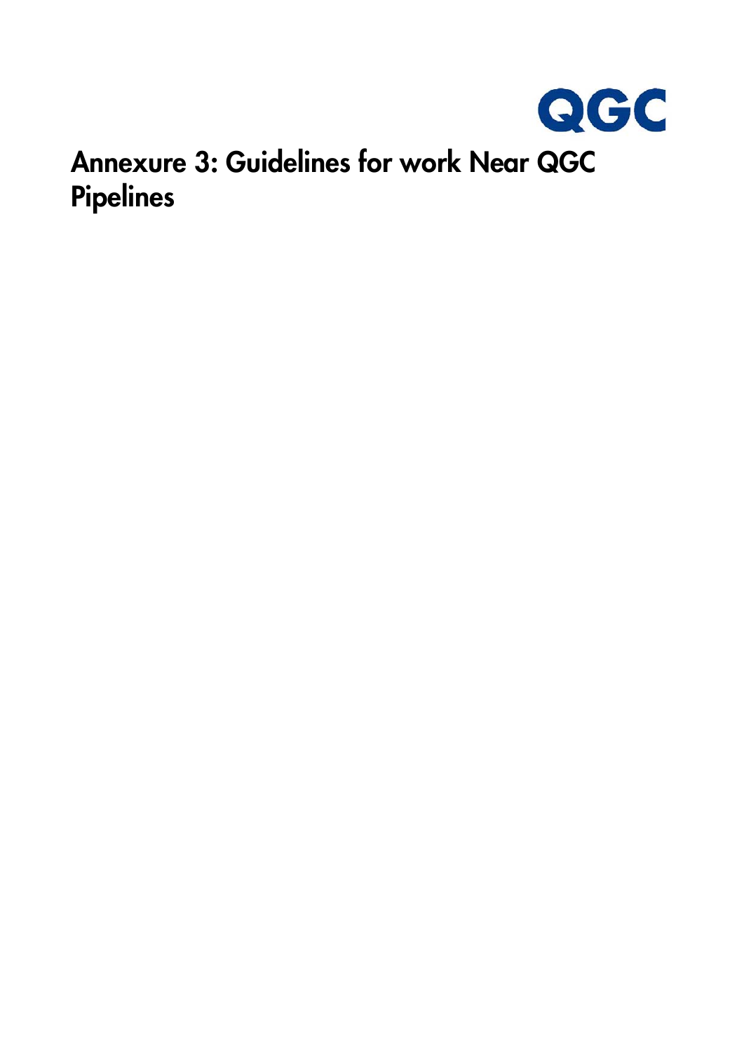# Annexure 3: Guidelines for work Near QGC Pipelines